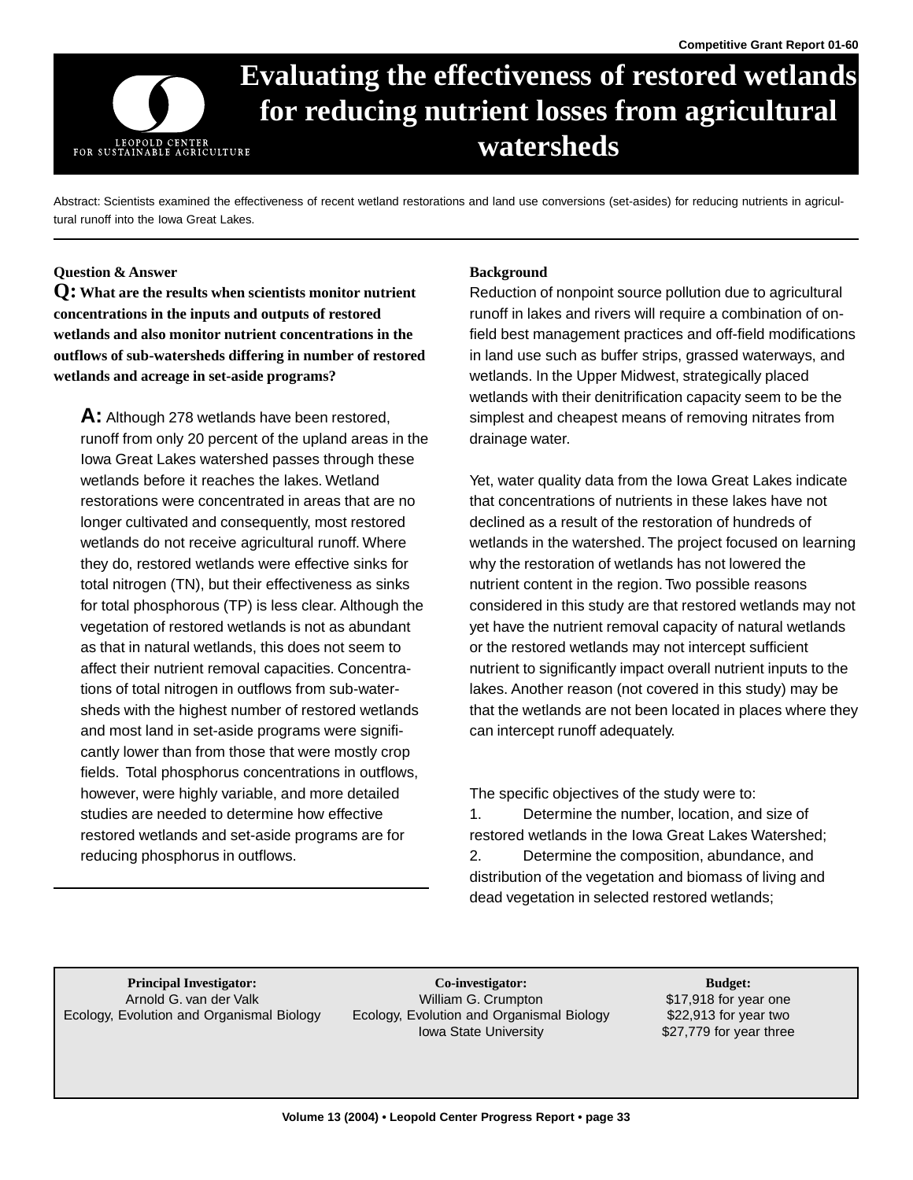Competitive Grant Report 01-60

LEOPOLD CENTER FOR SUSTAINABLE AGRICULTURE

# Evaluating the effectiveness of restored wetlands for reducing nutrient losses from agricultural watersheds

Abstract: Scientists examined the effectiveness of recent wetland restorations and land use conversions (set-asides) for reducing nutrients in agricultural runoff into the Iowa Great Lakes.

### Question & Answer

**Q: What are the results when scientists monitor nutrient concentrations in the inputs and outputs of restored wetlands and also monitor nutrient concentrations in the outflows of sub-watersheds differing in number of restored wetlands and acreage in set-aside programs?**

**A:** Although 278 wetlands have been restored, runoff from only 20 percent of the upland areas in the Iowa Great Lakes watershed passes through these wetlands before it reaches the lakes. Wetland restorations were concentrated in areas that are no longer cultivated and consequently, most restored wetlands do not receive agricultural runoff. Where they do, restored wetlands were effective sinks for total nitrogen (TN), but their effectiveness as sinks for total phosphorous (TP) is less clear. Although the vegetation of restored wetlands is not as abundant as that in natural wetlands, this does not seem to affect their nutrient removal capacities. Concentrations of total nitrogen in outflows from sub-watersheds with the highest number of restored wetlands and most land in set-aside programs were significantly lower than from those that were mostly crop fields. Total phosphorus concentrations in outflows, however, were highly variable, and more detailed studies are needed to determine how effective restored wetlands and set-aside programs are for reducing phosphorus in outflows.

### Background

Reduction of nonpoint source pollution due to agricultural runoff in lakes and rivers will require a combination of on-field best management practices and off-field modifications in land use such as buffer strips, grassed waterways, and wetlands. In the Upper Midwest, strategically placed wetlands with their denitrification capacity seem to be the simplest and cheapest means of removing nitrates from drainage water.

Yet, water quality data from the Iowa Great Lakes indicate that concentrations of nutrients in these lakes have not declined as a result of the restoration of hundreds of wetlands in the watershed. The project focused on learning why the restoration of wetlands has not lowered the nutrient content in the region. Two possible reasons considered in this study are that restored wetlands may not yet have the nutrient removal capacity of natural wetlands or the restored wetlands may not intercept sufficient nutrient to significantly impact overall nutrient inputs to the lakes. Another reason (not covered in this study) may be that the wetlands are not been located in places where they can intercept runoff adequately.

The specific objectives of the study were to:

1. Determine the number, location, and size of restored wetlands in the Iowa Great Lakes Watershed;
2. Determine the composition, abundance, and distribution of the vegetation and biomass of living and dead vegetation in selected restored wetlands;

| **Principal Investigator:** | **Co-investigator:** | **Budget:** |
| --- | --- | --- |
| Arnold G. van der Valk | William G. Crumpton | $17,918 for year one |
| Ecology, Evolution and Organismal Biology | Ecology, Evolution and Organismal Biology | $22,913 for year two |
| | Iowa State University | $27,779 for year three |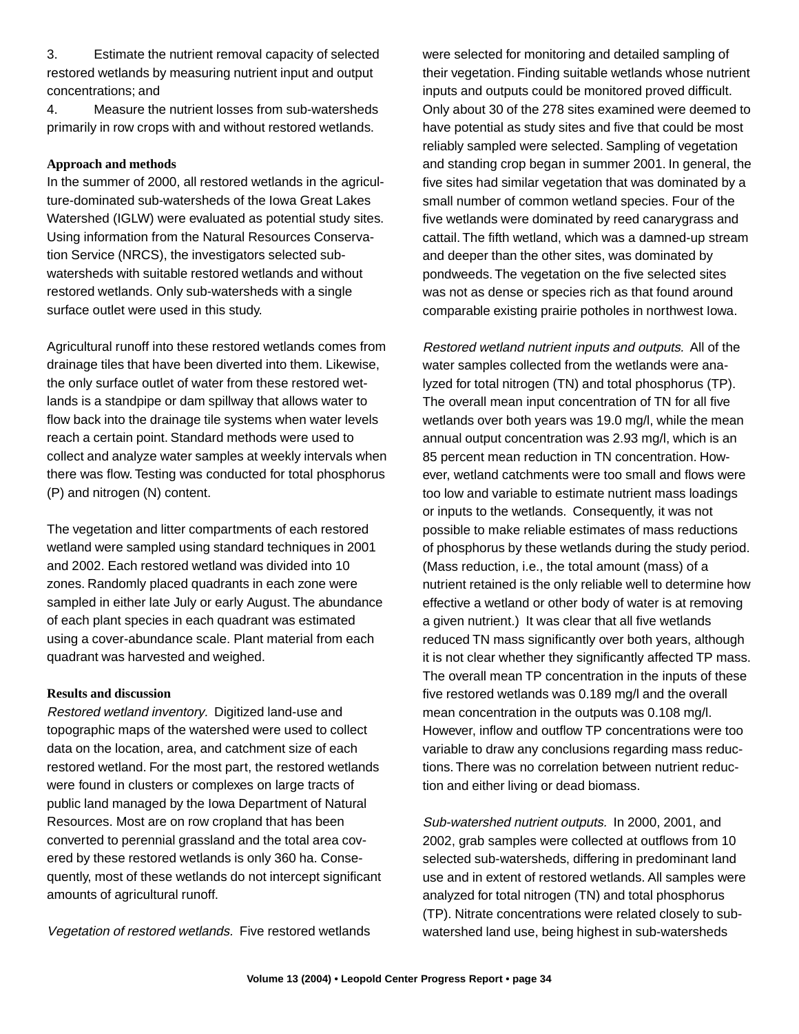3. Estimate the nutrient removal capacity of selected restored wetlands by measuring nutrient input and output concentrations; and

4. Measure the nutrient losses from sub-watersheds primarily in row crops with and without restored wetlands.

### Approach and methods

In the summer of 2000, all restored wetlands in the agriculture-dominated sub-watersheds of the Iowa Great Lakes Watershed (IGLW) were evaluated as potential study sites. Using information from the Natural Resources Conservation Service (NRCS), the investigators selected sub-watersheds with suitable restored wetlands and without restored wetlands. Only sub-watersheds with a single surface outlet were used in this study.

Agricultural runoff into these restored wetlands comes from drainage tiles that have been diverted into them. Likewise, the only surface outlet of water from these restored wetlands is a standpipe or dam spillway that allows water to flow back into the drainage tile systems when water levels reach a certain point. Standard methods were used to collect and analyze water samples at weekly intervals when there was flow. Testing was conducted for total phosphorus (P) and nitrogen (N) content.

The vegetation and litter compartments of each restored wetland were sampled using standard techniques in 2001 and 2002. Each restored wetland was divided into 10 zones. Randomly placed quadrants in each zone were sampled in either late July or early August. The abundance of each plant species in each quadrant was estimated using a cover-abundance scale. Plant material from each quadrant was harvested and weighed.

### Results and discussion

*Restored wetland inventory.* Digitized land-use and topographic maps of the watershed were used to collect data on the location, area, and catchment size of each restored wetland. For the most part, the restored wetlands were found in clusters or complexes on large tracts of public land managed by the Iowa Department of Natural Resources. Most are on row cropland that has been converted to perennial grassland and the total area covered by these restored wetlands is only 360 ha. Consequently, most of these wetlands do not intercept significant amounts of agricultural runoff.

*Vegetation of restored wetlands.* Five restored wetlands were selected for monitoring and detailed sampling of their vegetation. Finding suitable wetlands whose nutrient inputs and outputs could be monitored proved difficult. Only about 30 of the 278 sites examined were deemed to have potential as study sites and five that could be most reliably sampled were selected. Sampling of vegetation and standing crop began in summer 2001. In general, the five sites had similar vegetation that was dominated by a small number of common wetland species. Four of the five wetlands were dominated by reed canarygrass and cattail. The fifth wetland, which was a damned-up stream and deeper than the other sites, was dominated by pondweeds. The vegetation on the five selected sites was not as dense or species rich as that found around comparable existing prairie potholes in northwest Iowa.

*Restored wetland nutrient inputs and outputs.* All of the water samples collected from the wetlands were analyzed for total nitrogen (TN) and total phosphorus (TP). The overall mean input concentration of TN for all five wetlands over both years was 19.0 mg/l, while the mean annual output concentration was 2.93 mg/l, which is an 85 percent mean reduction in TN concentration. However, wetland catchments were too small and flows were too low and variable to estimate nutrient mass loadings or inputs to the wetlands. Consequently, it was not possible to make reliable estimates of mass reductions of phosphorus by these wetlands during the study period. (Mass reduction, i.e., the total amount (mass) of a nutrient retained is the only reliable well to determine how effective a wetland or other body of water is at removing a given nutrient.) It was clear that all five wetlands reduced TN mass significantly over both years, although it is not clear whether they significantly affected TP mass. The overall mean TP concentration in the inputs of these five restored wetlands was 0.189 mg/l and the overall mean concentration in the outputs was 0.108 mg/l. However, inflow and outflow TP concentrations were too variable to draw any conclusions regarding mass reductions. There was no correlation between nutrient reduction and either living or dead biomass.

*Sub-watershed nutrient outputs.* In 2000, 2001, and 2002, grab samples were collected at outflows from 10 selected sub-watersheds, differing in predominant land use and in extent of restored wetlands. All samples were analyzed for total nitrogen (TN) and total phosphorus (TP). Nitrate concentrations were related closely to sub-watershed land use, being highest in sub-watersheds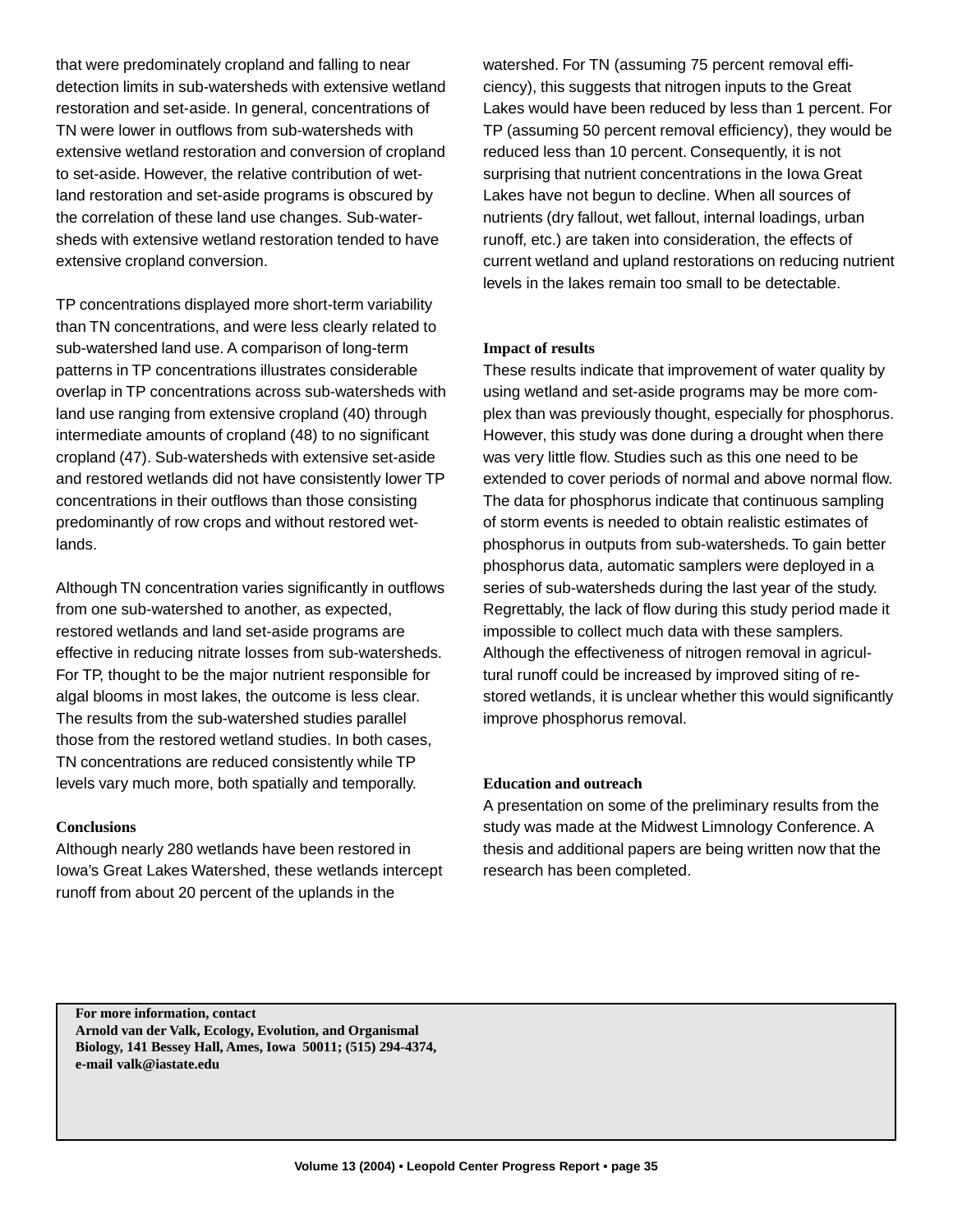that were predominately cropland and falling to near detection limits in sub-watersheds with extensive wetland restoration and set-aside. In general, concentrations of TN were lower in outflows from sub-watersheds with extensive wetland restoration and conversion of cropland to set-aside. However, the relative contribution of wetland restoration and set-aside programs is obscured by the correlation of these land use changes. Sub-watersheds with extensive wetland restoration tended to have extensive cropland conversion.

TP concentrations displayed more short-term variability than TN concentrations, and were less clearly related to sub-watershed land use. A comparison of long-term patterns in TP concentrations illustrates considerable overlap in TP concentrations across sub-watersheds with land use ranging from extensive cropland (40) through intermediate amounts of cropland (48) to no significant cropland (47). Sub-watersheds with extensive set-aside and restored wetlands did not have consistently lower TP concentrations in their outflows than those consisting predominantly of row crops and without restored wetlands.

Although TN concentration varies significantly in outflows from one sub-watershed to another, as expected, restored wetlands and land set-aside programs are effective in reducing nitrate losses from sub-watersheds. For TP, thought to be the major nutrient responsible for algal blooms in most lakes, the outcome is less clear. The results from the sub-watershed studies parallel those from the restored wetland studies. In both cases, TN concentrations are reduced consistently while TP levels vary much more, both spatially and temporally.

**Conclusions**

Although nearly 280 wetlands have been restored in Iowa's Great Lakes Watershed, these wetlands intercept runoff from about 20 percent of the uplands in the watershed. For TN (assuming 75 percent removal efficiency), this suggests that nitrogen inputs to the Great Lakes would have been reduced by less than 1 percent. For TP (assuming 50 percent removal efficiency), they would be reduced less than 10 percent. Consequently, it is not surprising that nutrient concentrations in the Iowa Great Lakes have not begun to decline. When all sources of nutrients (dry fallout, wet fallout, internal loadings, urban runoff, etc.) are taken into consideration, the effects of current wetland and upland restorations on reducing nutrient levels in the lakes remain too small to be detectable.

**Impact of results**

These results indicate that improvement of water quality by using wetland and set-aside programs may be more complex than was previously thought, especially for phosphorus. However, this study was done during a drought when there was very little flow. Studies such as this one need to be extended to cover periods of normal and above normal flow. The data for phosphorus indicate that continuous sampling of storm events is needed to obtain realistic estimates of phosphorus in outputs from sub-watersheds. To gain better phosphorus data, automatic samplers were deployed in a series of sub-watersheds during the last year of the study. Regrettably, the lack of flow during this study period made it impossible to collect much data with these samplers. Although the effectiveness of nitrogen removal in agricultural runoff could be increased by improved siting of restored wetlands, it is unclear whether this would significantly improve phosphorus removal.

**Education and outreach**

A presentation on some of the preliminary results from the study was made at the Midwest Limnology Conference. A thesis and additional papers are being written now that the research has been completed.

**For more information, contact**
**Arnold van der Valk, Ecology, Evolution, and Organismal Biology, 141 Bessey Hall, Ames, Iowa 50011; (515) 294-4374, e-mail valk@iastate.edu**